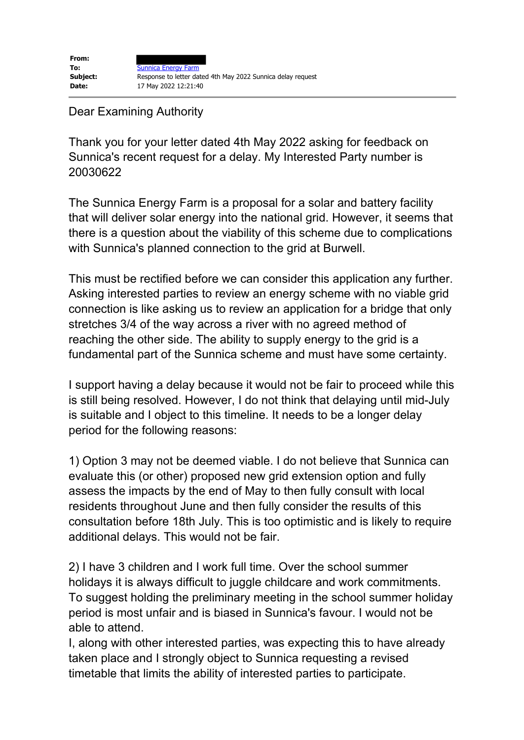| | |
|---|---|
| **From:** | |
| **To:** | Sunnica Energy Farm |
| **Subject:** | Response to letter dated 4th May 2022 Sunnica delay request |
| **Date:** | 17 May 2022 12:21:40 |

Dear Examining Authority

Thank you for your letter dated 4th May 2022 asking for feedback on Sunnica's recent request for a delay. My Interested Party number is 20030622

The Sunnica Energy Farm is a proposal for a solar and battery facility that will deliver solar energy into the national grid. However, it seems that there is a question about the viability of this scheme due to complications with Sunnica's planned connection to the grid at Burwell.

This must be rectified before we can consider this application any further. Asking interested parties to review an energy scheme with no viable grid connection is like asking us to review an application for a bridge that only stretches 3/4 of the way across a river with no agreed method of reaching the other side. The ability to supply energy to the grid is a fundamental part of the Sunnica scheme and must have some certainty.

I support having a delay because it would not be fair to proceed while this is still being resolved. However, I do not think that delaying until mid-July is suitable and I object to this timeline. It needs to be a longer delay period for the following reasons:

1) Option 3 may not be deemed viable. I do not believe that Sunnica can evaluate this (or other) proposed new grid extension option and fully assess the impacts by the end of May to then fully consult with local residents throughout June and then fully consider the results of this consultation before 18th July. This is too optimistic and is likely to require additional delays. This would not be fair.

2) I have 3 children and I work full time. Over the school summer holidays it is always difficult to juggle childcare and work commitments. To suggest holding the preliminary meeting in the school summer holiday period is most unfair and is biased in Sunnica's favour. I would not be able to attend.
I, along with other interested parties, was expecting this to have already taken place and I strongly object to Sunnica requesting a revised timetable that limits the ability of interested parties to participate.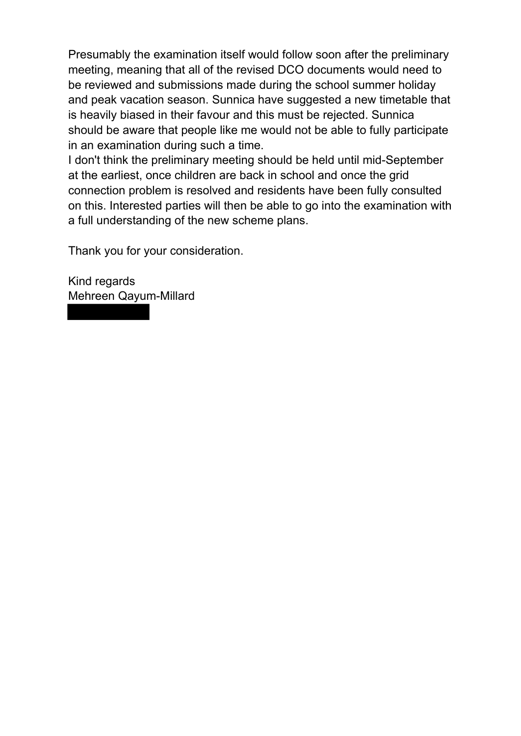Presumably the examination itself would follow soon after the preliminary meeting, meaning that all of the revised DCO documents would need to be reviewed and submissions made during the school summer holiday and peak vacation season. Sunnica have suggested a new timetable that is heavily biased in their favour and this must be rejected. Sunnica should be aware that people like me would not be able to fully participate in an examination during such a time.
I don't think the preliminary meeting should be held until mid-September at the earliest, once children are back in school and once the grid connection problem is resolved and residents have been fully consulted on this. Interested parties will then be able to go into the examination with a full understanding of the new scheme plans.

Thank you for your consideration.

Kind regards
Mehreen Qayum-Millard